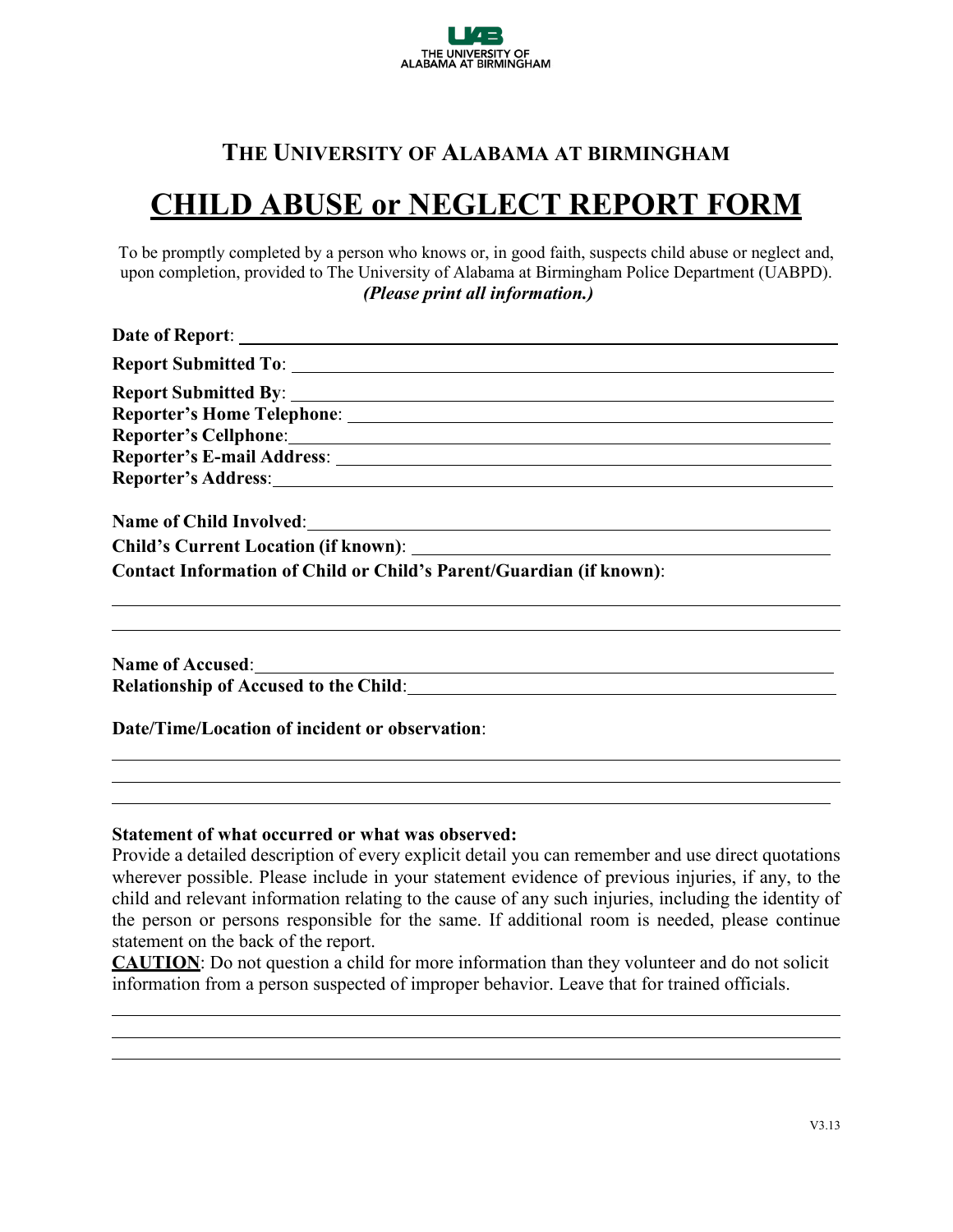THE UNIVERSITY OF ALABAMA AT BIRMINGHAM

## THE UNIVERSITY OF ALABAMA AT BIRMINGHAM

# CHILD ABUSE or NEGLECT REPORT FORM

To be promptly completed by a person who knows or, in good faith, suspects child abuse or neglect and, upon completion, provided to The University of Alabama at Birmingham Police Department (UABPD).
***(Please print all information.)***

**Date of Report**: ____________________________________________

**Report Submitted To**: ____________________________________________

**Report Submitted By**: ____________________________________________
**Reporter's Home Telephone**: ____________________________________________
**Reporter's Cellphone**: ____________________________________________
**Reporter's E-mail Address**: ____________________________________________
**Reporter's Address**: ____________________________________________

**Name of Child Involved**: ____________________________________________
**Child's Current Location (if known)**: ____________________________________________
**Contact Information of Child or Child's Parent/Guardian (if known)**:

____________________________________________________________________________
____________________________________________________________________________

**Name of Accused**: ____________________________________________
**Relationship of Accused to the Child**: ____________________________________________

**Date/Time/Location of incident or observation**:

____________________________________________________________________________
____________________________________________________________________________
____________________________________________________________________________

**Statement of what occurred or what was observed:**
Provide a detailed description of every explicit detail you can remember and use direct quotations wherever possible. Please include in your statement evidence of previous injuries, if any, to the child and relevant information relating to the cause of any such injuries, including the identity of the person or persons responsible for the same. If additional room is needed, please continue statement on the back of the report.
**CAUTION**: Do not question a child for more information than they volunteer and do not solicit information from a person suspected of improper behavior. Leave that for trained officials.

____________________________________________________________________________
____________________________________________________________________________
____________________________________________________________________________

V3.13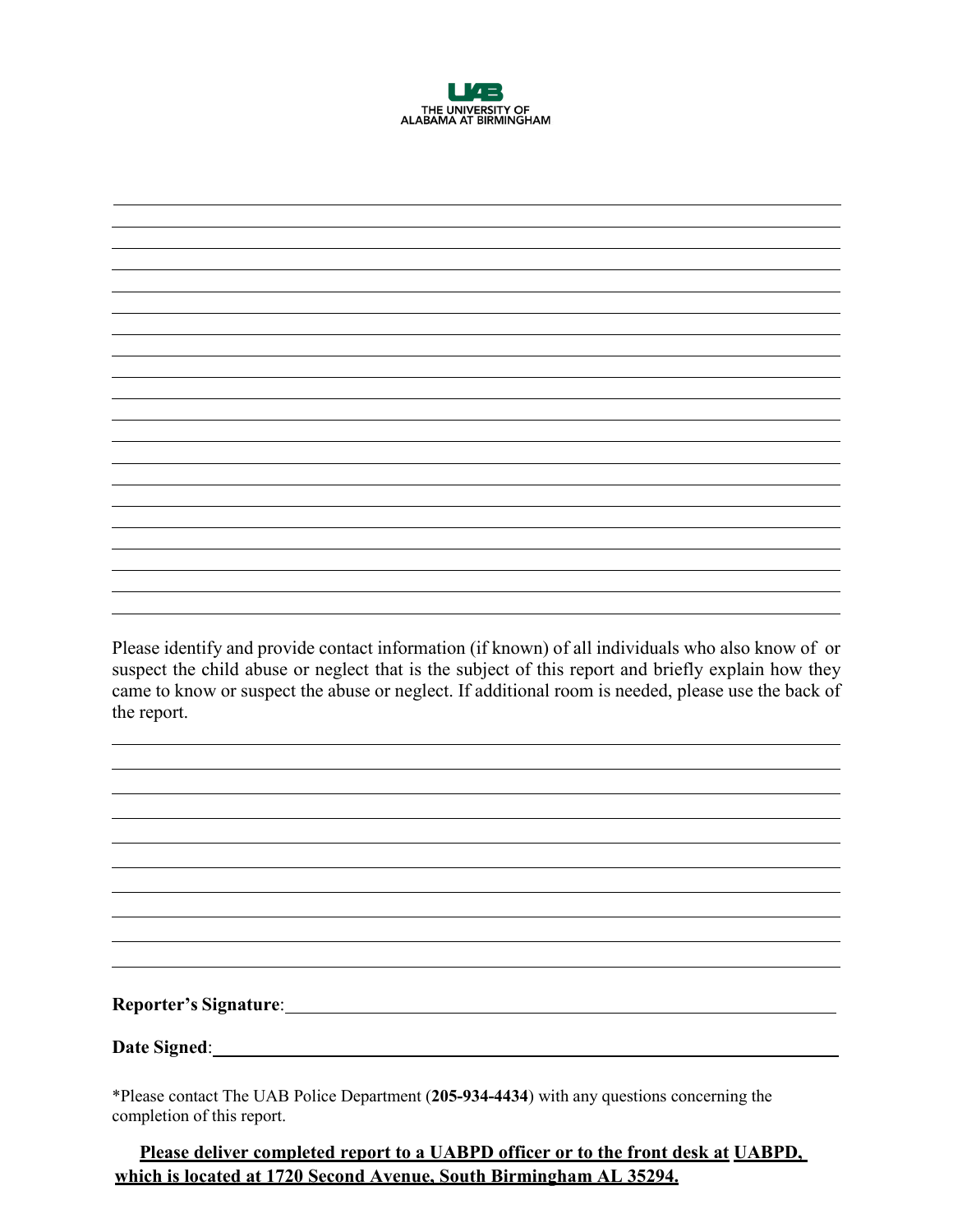THE UNIVERSITY OF ALABAMA AT BIRMINGHAM

Please identify and provide contact information (if known) of all individuals who also know of or suspect the child abuse or neglect that is the subject of this report and briefly explain how they came to know or suspect the abuse or neglect. If additional room is needed, please use the back of the report.

**Reporter's Signature**:\_\_\_\_\_\_\_\_\_\_\_\_\_\_\_\_\_\_\_\_\_\_\_\_\_\_\_\_\_\_\_\_\_\_\_\_\_\_\_\_\_\_\_\_

**Date Signed**:\_\_\_\_\_\_\_\_\_\_\_\_\_\_\_\_\_\_\_\_\_\_\_\_\_\_\_\_\_\_\_\_\_\_\_\_\_\_\_\_\_\_\_\_

*Please contact The UAB Police Department (**205-934-4434**) with any questions concerning the completion of this report.

**Please deliver completed report to a UABPD officer or to the front desk at UABPD, which is located at 1720 Second Avenue, South Birmingham AL 35294.**